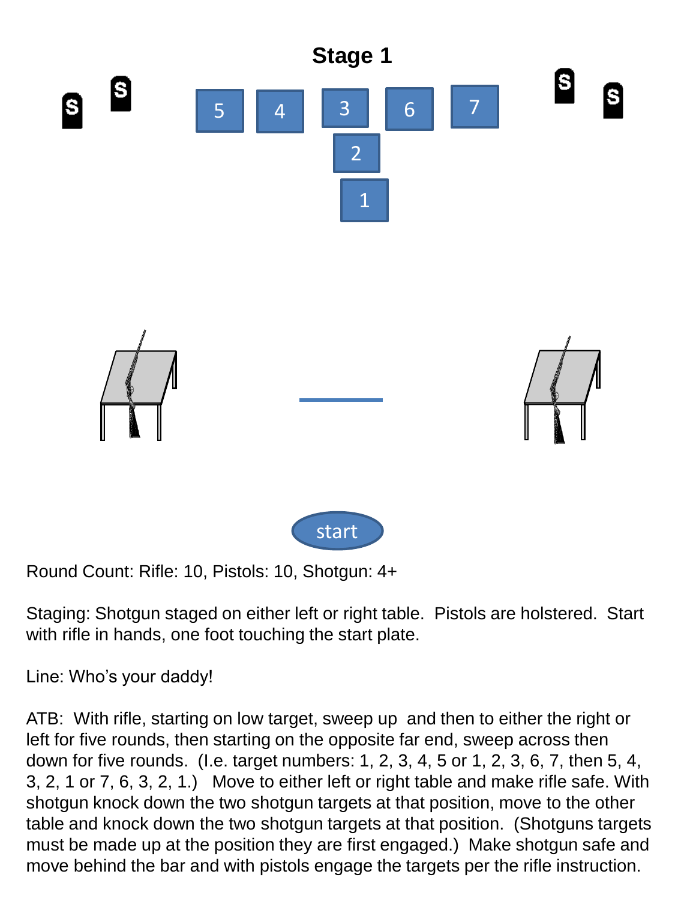# Stage 1

Round Count: Rifle: 10, Pistols: 10, Shotgun: 4+

Staging: Shotgun staged on either left or right table. Pistols are holstered. Start with rifle in hands, one foot touching the start plate.

Line: Who's your daddy!

ATB: With rifle, starting on low target, sweep up and then to either the right or left for five rounds, then starting on the opposite far end, sweep across then down for five rounds. (I.e. target numbers: 1, 2, 3, 4, 5 or 1, 2, 3, 6, 7, then 5, 4, 3, 2, 1 or 7, 6, 3, 2, 1.) Move to either left or right table and make rifle safe. With shotgun knock down the two shotgun targets at that position, move to the other table and knock down the two shotgun targets at that position. (Shotguns targets must be made up at the position they are first engaged.) Make shotgun safe and move behind the bar and with pistols engage the targets per the rifle instruction.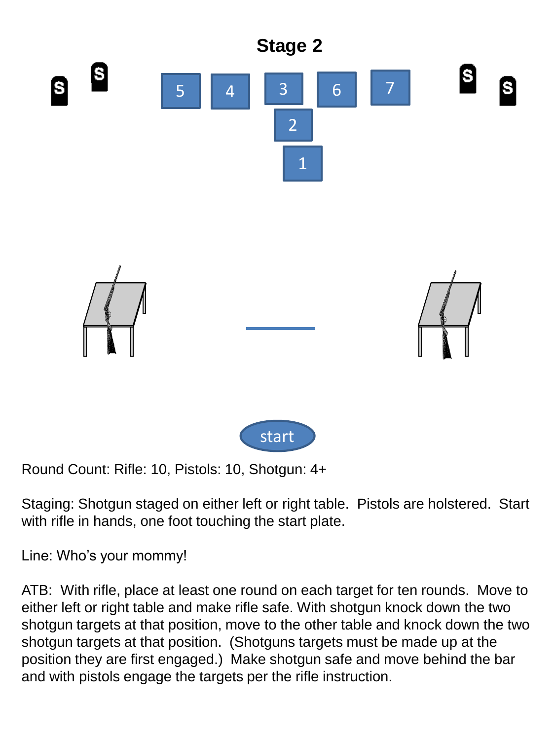# Stage 2

Round Count: Rifle: 10, Pistols: 10, Shotgun: 4+

Staging: Shotgun staged on either left or right table. Pistols are holstered. Start with rifle in hands, one foot touching the start plate.

Line: Who's your mommy!

ATB: With rifle, place at least one round on each target for ten rounds. Move to either left or right table and make rifle safe. With shotgun knock down the two shotgun targets at that position, move to the other table and knock down the two shotgun targets at that position. (Shotguns targets must be made up at the position they are first engaged.) Make shotgun safe and move behind the bar and with pistols engage the targets per the rifle instruction.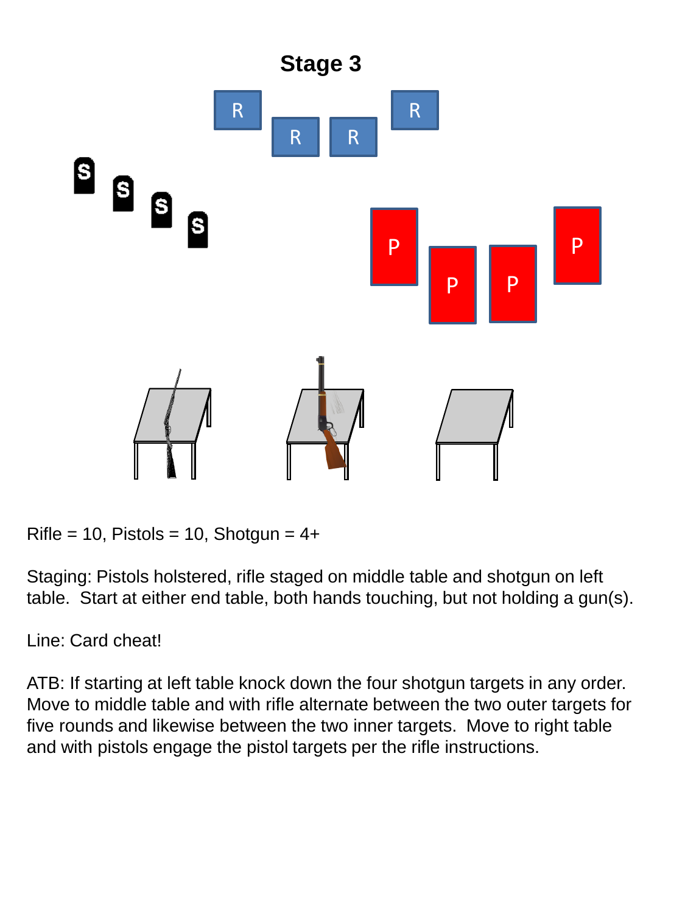# Stage 3

Rifle = 10, Pistols = 10, Shotgun = 4+

Staging: Pistols holstered, rifle staged on middle table and shotgun on left table.  Start at either end table, both hands touching, but not holding a gun(s).

Line: Card cheat!

ATB: If starting at left table knock down the four shotgun targets in any order. Move to middle table and with rifle alternate between the two outer targets for five rounds and likewise between the two inner targets.  Move to right table and with pistols engage the pistol targets per the rifle instructions.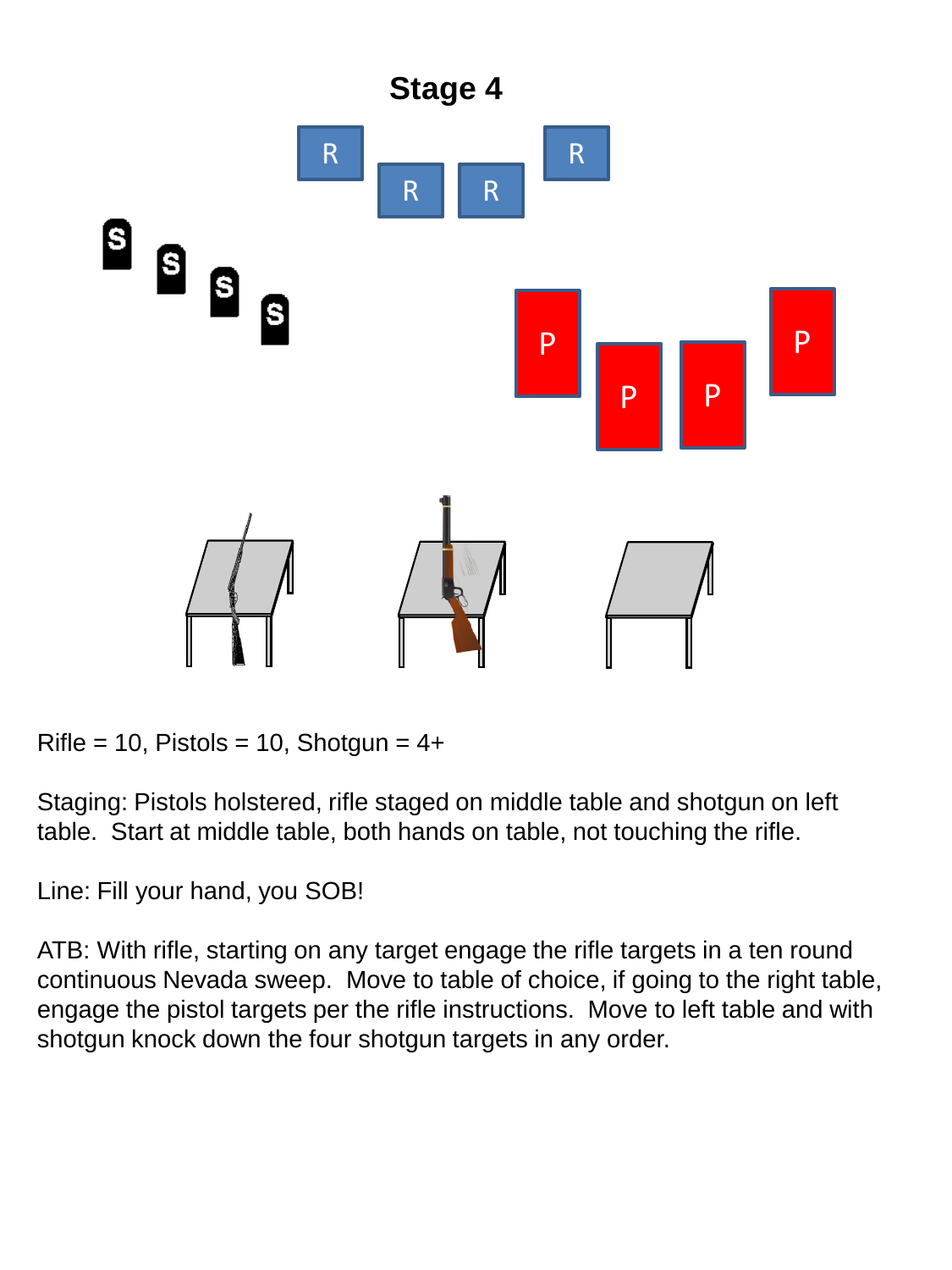# Stage 4

Rifle = 10, Pistols = 10, Shotgun = 4+

Staging: Pistols holstered, rifle staged on middle table and shotgun on left table. Start at middle table, both hands on table, not touching the rifle.

Line: Fill your hand, you SOB!

ATB: With rifle, starting on any target engage the rifle targets in a ten round continuous Nevada sweep. Move to table of choice, if going to the right table, engage the pistol targets per the rifle instructions. Move to left table and with shotgun knock down the four shotgun targets in any order.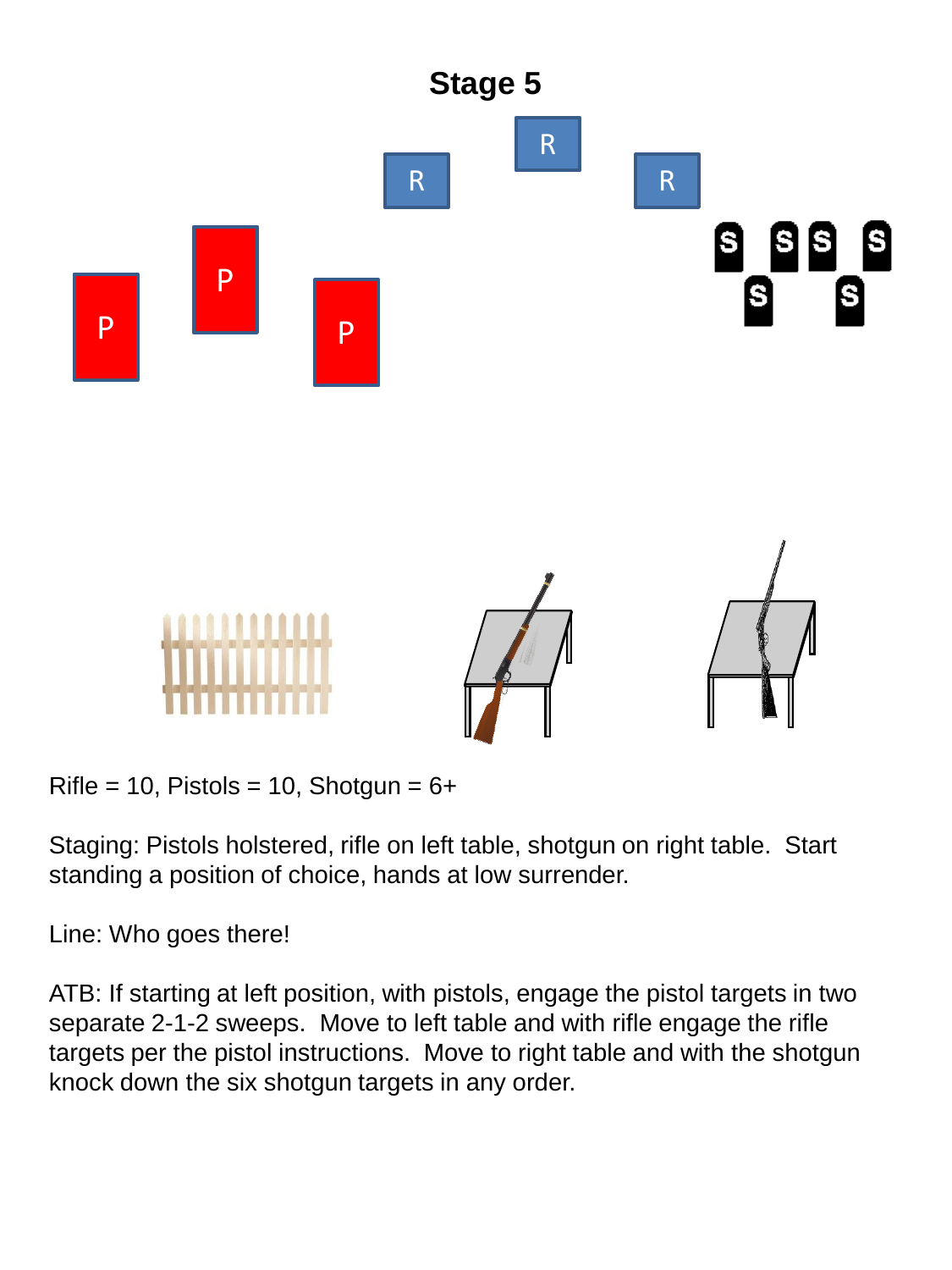# Stage 5

Rifle = 10, Pistols = 10, Shotgun = 6+

Staging: Pistols holstered, rifle on left table, shotgun on right table. Start standing a position of choice, hands at low surrender.

Line: Who goes there!

ATB: If starting at left position, with pistols, engage the pistol targets in two separate 2-1-2 sweeps. Move to left table and with rifle engage the rifle targets per the pistol instructions. Move to right table and with the shotgun knock down the six shotgun targets in any order.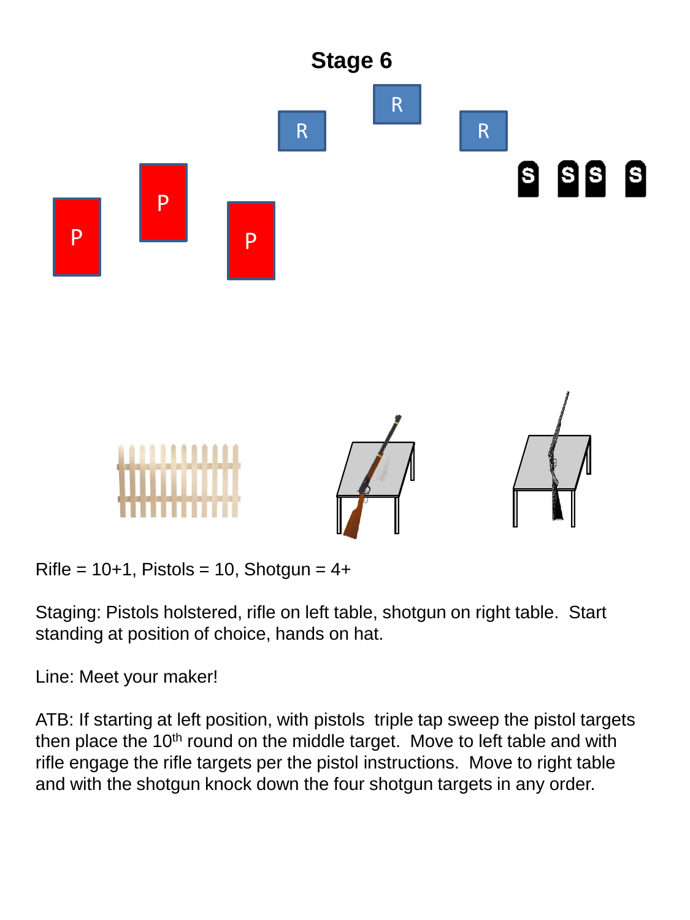# Stage 6

R R R

P P P

S S S S

Rifle = 10+1, Pistols = 10, Shotgun = 4+

Staging: Pistols holstered, rifle on left table, shotgun on right table. Start standing at position of choice, hands on hat.

Line: Meet your maker!

ATB: If starting at left position, with pistols triple tap sweep the pistol targets then place the 10th round on the middle target. Move to left table and with rifle engage the rifle targets per the pistol instructions. Move to right table and with the shotgun knock down the four shotgun targets in any order.